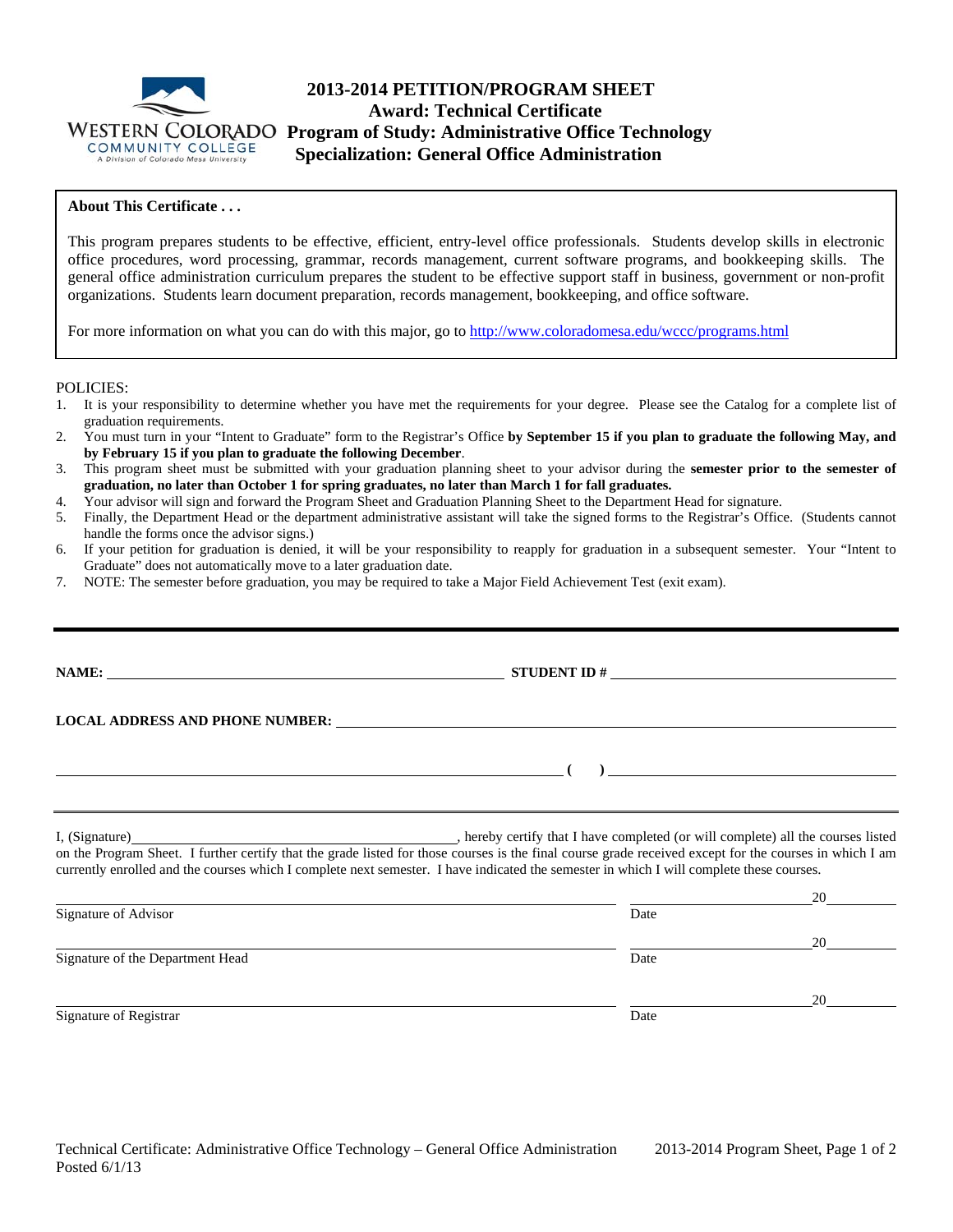WESTERN COLORADO COMMUNITY COLLEGE
A Division of Colorado Mesa University

# 2013-2014 PETITION/PROGRAM SHEET
## Award: Technical Certificate
## Program of Study: Administrative Office Technology
## Specialization: General Office Administration

**About This Certificate . . .**

This program prepares students to be effective, efficient, entry-level office professionals. Students develop skills in electronic office procedures, word processing, grammar, records management, current software programs, and bookkeeping skills. The general office administration curriculum prepares the student to be effective support staff in business, government or non-profit organizations. Students learn document preparation, records management, bookkeeping, and office software.

For more information on what you can do with this major, go to http://www.coloradomesa.edu/wccc/programs.html

POLICIES:

1. It is your responsibility to determine whether you have met the requirements for your degree. Please see the Catalog for a complete list of graduation requirements.
2. You must turn in your "Intent to Graduate" form to the Registrar's Office **by September 15 if you plan to graduate the following May, and by February 15 if you plan to graduate the following December**.
3. This program sheet must be submitted with your graduation planning sheet to your advisor during the **semester prior to the semester of graduation, no later than October 1 for spring graduates, no later than March 1 for fall graduates.**
4. Your advisor will sign and forward the Program Sheet and Graduation Planning Sheet to the Department Head for signature.
5. Finally, the Department Head or the department administrative assistant will take the signed forms to the Registrar's Office. (Students cannot handle the forms once the advisor signs.)
6. If your petition for graduation is denied, it will be your responsibility to reapply for graduation in a subsequent semester. Your "Intent to Graduate" does not automatically move to a later graduation date.
7. NOTE: The semester before graduation, you may be required to take a Major Field Achievement Test (exit exam).

---

**NAME:** ______________________________ **STUDENT ID #** ______________________________

**LOCAL ADDRESS AND PHONE NUMBER:** ______________________________

______________________________ **(    )** ______________________________

---

I, (Signature)______________________________, hereby certify that I have completed (or will complete) all the courses listed on the Program Sheet. I further certify that the grade listed for those courses is the final course grade received except for the courses in which I am currently enrolled and the courses which I complete next semester. I have indicated the semester in which I will complete these courses.

______________________________ ______________ 20______
Signature of Advisor Date

______________________________ ______________ 20______
Signature of the Department Head Date

______________________________ ______________ 20______
Signature of Registrar Date

Technical Certificate: Administrative Office Technology – General Office Administration
Posted 6/1/13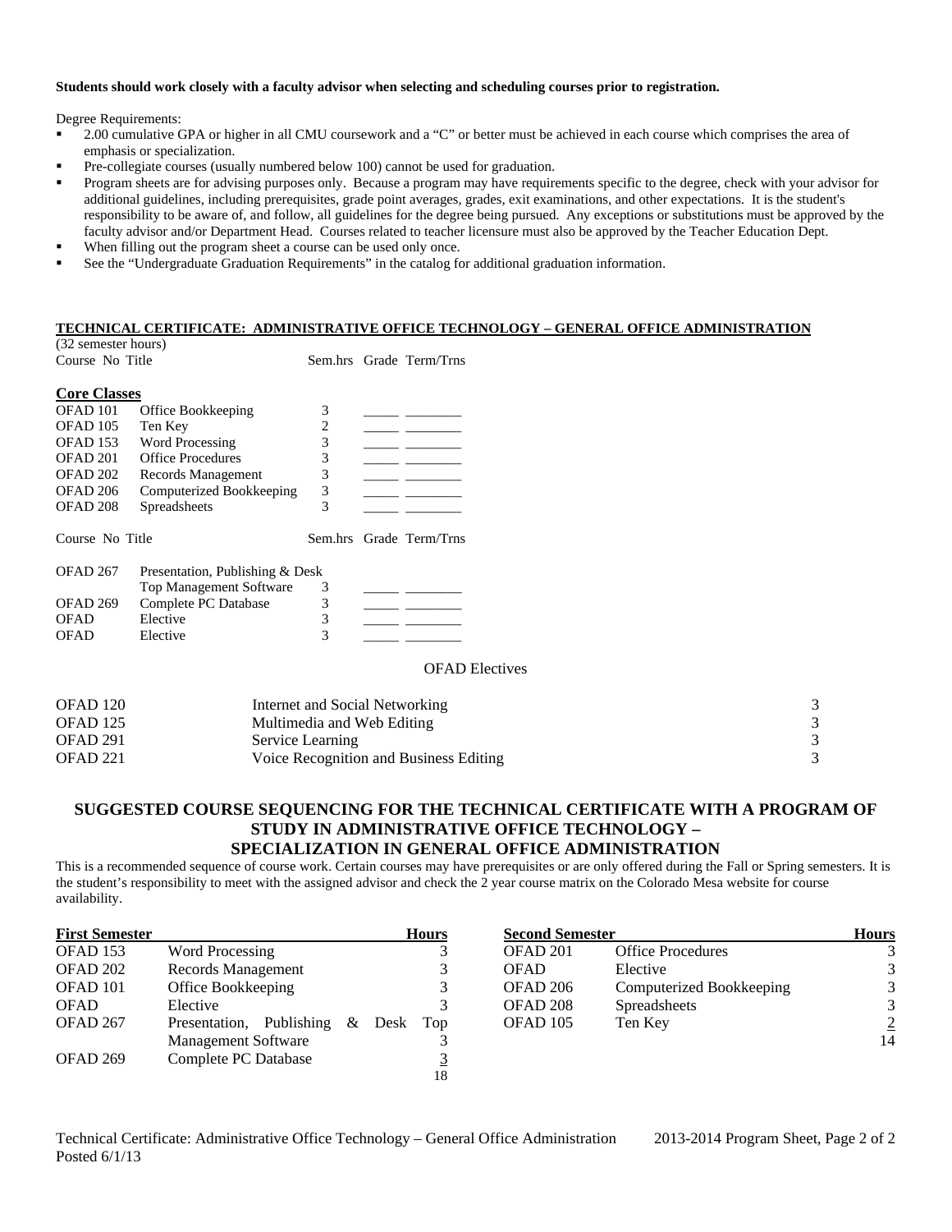**Students should work closely with a faculty advisor when selecting and scheduling courses prior to registration.**

Degree Requirements:

- 2.00 cumulative GPA or higher in all CMU coursework and a "C" or better must be achieved in each course which comprises the area of emphasis or specialization.
- Pre-collegiate courses (usually numbered below 100) cannot be used for graduation.
- Program sheets are for advising purposes only. Because a program may have requirements specific to the degree, check with your advisor for additional guidelines, including prerequisites, grade point averages, grades, exit examinations, and other expectations. It is the student's responsibility to be aware of, and follow, all guidelines for the degree being pursued. Any exceptions or substitutions must be approved by the faculty advisor and/or Department Head. Courses related to teacher licensure must also be approved by the Teacher Education Dept.
- When filling out the program sheet a course can be used only once.
- See the "Undergraduate Graduation Requirements" in the catalog for additional graduation information.

**TECHNICAL CERTIFICATE: ADMINISTRATIVE OFFICE TECHNOLOGY – GENERAL OFFICE ADMINISTRATION**

(32 semester hours)

**Core Classes**

| Course No | Title | Sem.hrs | Grade | Term/Trns |
|---|---|---|---|---|
| OFAD 101 | Office Bookkeeping | 3 | _____ | ________ |
| OFAD 105 | Ten Key | 2 | _____ | ________ |
| OFAD 153 | Word Processing | 3 | _____ | ________ |
| OFAD 201 | Office Procedures | 3 | _____ | ________ |
| OFAD 202 | Records Management | 3 | _____ | ________ |
| OFAD 206 | Computerized Bookkeeping | 3 | _____ | ________ |
| OFAD 208 | Spreadsheets | 3 | _____ | ________ |

| Course No | Title | Sem.hrs | Grade | Term/Trns |
|---|---|---|---|---|
| OFAD 267 | Presentation, Publishing & Desk Top Management Software | 3 | _____ | ________ |
| OFAD 269 | Complete PC Database | 3 | _____ | ________ |
| OFAD | Elective | 3 | _____ | ________ |
| OFAD | Elective | 3 | _____ | ________ |

OFAD Electives

| | | |
|---|---|---|
| OFAD 120 | Internet and Social Networking | 3 |
| OFAD 125 | Multimedia and Web Editing | 3 |
| OFAD 291 | Service Learning | 3 |
| OFAD 221 | Voice Recognition and Business Editing | 3 |

## SUGGESTED COURSE SEQUENCING FOR THE TECHNICAL CERTIFICATE WITH A PROGRAM OF STUDY IN ADMINISTRATIVE OFFICE TECHNOLOGY – SPECIALIZATION IN GENERAL OFFICE ADMINISTRATION

This is a recommended sequence of course work. Certain courses may have prerequisites or are only offered during the Fall or Spring semesters. It is the student's responsibility to meet with the assigned advisor and check the 2 year course matrix on the Colorado Mesa website for course availability.

| First Semester | | Hours |
|---|---|---|
| OFAD 153 | Word Processing | 3 |
| OFAD 202 | Records Management | 3 |
| OFAD 101 | Office Bookkeeping | 3 |
| OFAD | Elective | 3 |
| OFAD 267 | Presentation, Publishing & Desk Top Management Software | 3 |
| OFAD 269 | Complete PC Database | 3 |
| | | 18 |

| Second Semester | | Hours |
|---|---|---|
| OFAD 201 | Office Procedures | 3 |
| OFAD | Elective | 3 |
| OFAD 206 | Computerized Bookkeeping | 3 |
| OFAD 208 | Spreadsheets | 3 |
| OFAD 105 | Ten Key | 2 |
| | | 14 |